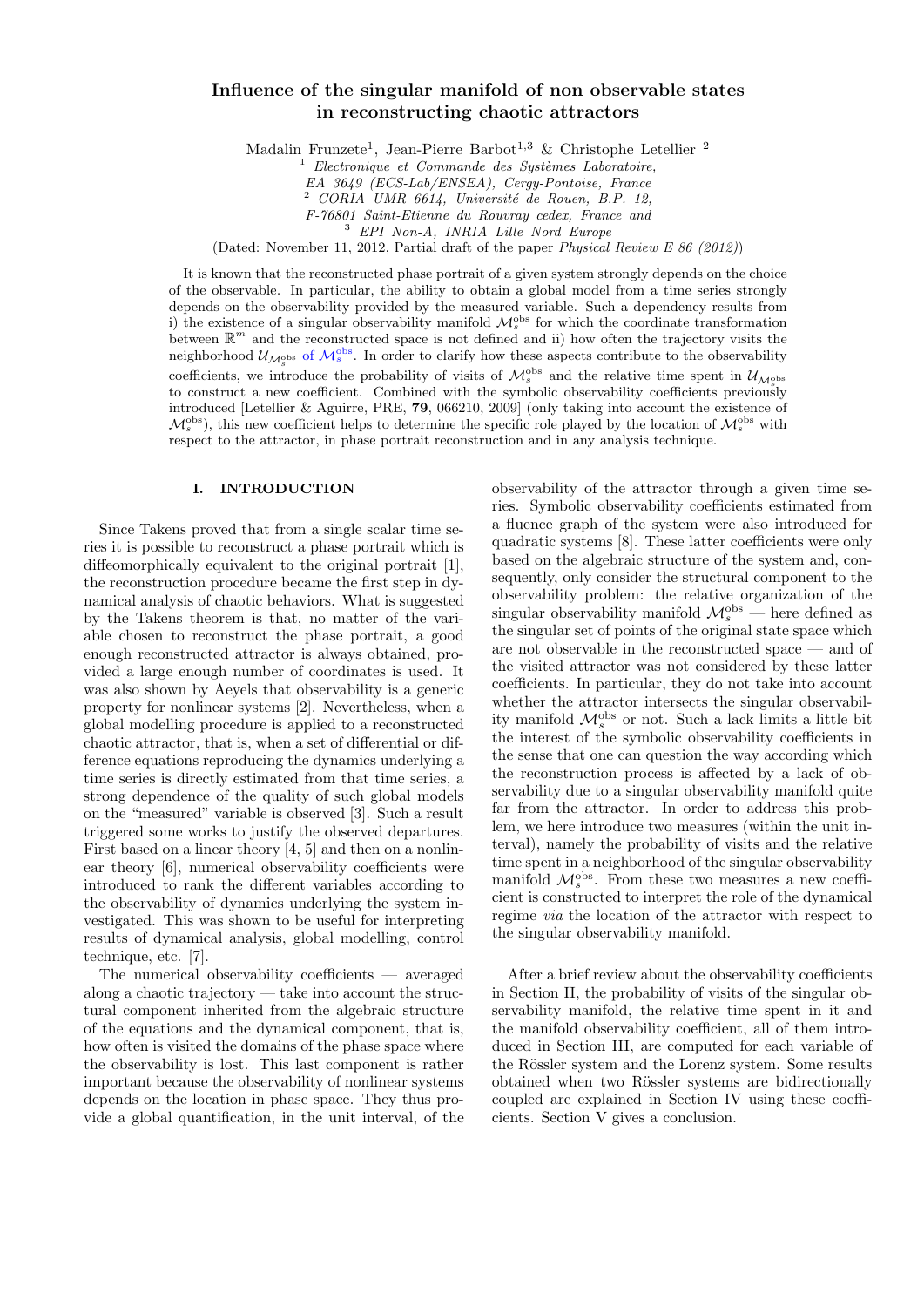# Influence of the singular manifold of non observable states in reconstructing chaotic attractors

Madalin Frunzete[1], Jean-Pierre Barbot[1,3] & Christophe Letellier [2]

[1] *Electronique et Commande des Systèmes Laboratoire, EA 3649 (ECS-Lab/ENSEA), Cergy-Pontoise, France*
[2] *CORIA UMR 6614, Université de Rouen, B.P. 12, F-76801 Saint-Etienne du Rouvray cedex, France and*
[3] *EPI Non-A, INRIA Lille Nord Europe*

(Dated: November 11, 2012, Partial draft of the paper *Physical Review E 86 (2012)*)

It is known that the reconstructed phase portrait of a given system strongly depends on the choice of the observable. In particular, the ability to obtain a global model from a time series strongly depends on the observability provided by the measured variable. Such a dependency results from i) the existence of a singular observability manifold $\mathcal{M}_s^{\rm obs}$ for which the coordinate transformation between $\mathbb{R}^m$ and the reconstructed space is not defined and ii) how often the trajectory visits the neighborhood $\mathcal{U}_{\mathcal{M}_s^{\rm obs}}$ of $\mathcal{M}_s^{\rm obs}$. In order to clarify how these aspects contribute to the observability coefficients, we introduce the probability of visits of $\mathcal{M}_s^{\rm obs}$ and the relative time spent in $\mathcal{U}_{\mathcal{M}_s^{\rm obs}}$ to construct a new coefficient. Combined with the symbolic observability coefficients previously introduced [Letellier & Aguirre, PRE, **79**, 066210, 2009] (only taking into account the existence of $\mathcal{M}_s^{\rm obs}$), this new coefficient helps to determine the specific role played by the location of $\mathcal{M}_s^{\rm obs}$ with respect to the attractor, in phase portrait reconstruction and in any analysis technique.

## I. INTRODUCTION

Since Takens proved that from a single scalar time series it is possible to reconstruct a phase portrait which is diffeomorphically equivalent to the original portrait [1], the reconstruction procedure became the first step in dynamical analysis of chaotic behaviors. What is suggested by the Takens theorem is that, no matter of the variable chosen to reconstruct the phase portrait, a good enough reconstructed attractor is always obtained, provided a large enough number of coordinates is used. It was also shown by Aeyels that observability is a generic property for nonlinear systems [2]. Nevertheless, when a global modelling procedure is applied to a reconstructed chaotic attractor, that is, when a set of differential or difference equations reproducing the dynamics underlying a time series is directly estimated from that time series, a strong dependence of the quality of such global models on the "measured" variable is observed [3]. Such a result triggered some works to justify the observed departures. First based on a linear theory [4, 5] and then on a nonlinear theory [6], numerical observability coefficients were introduced to rank the different variables according to the observability of dynamics underlying the system investigated. This was shown to be useful for interpreting results of dynamical analysis, global modelling, control technique, etc. [7].

The numerical observability coefficients — averaged along a chaotic trajectory — take into account the structural component inherited from the algebraic structure of the equations and the dynamical component, that is, how often is visited the domains of the phase space where the observability is lost. This last component is rather important because the observability of nonlinear systems depends on the location in phase space. They thus provide a global quantification, in the unit interval, of the observability of the attractor through a given time series. Symbolic observability coefficients estimated from a fluence graph of the system were also introduced for quadratic systems [8]. These latter coefficients were only based on the algebraic structure of the system and, consequently, only consider the structural component to the observability problem: the relative organization of the singular observability manifold $\mathcal{M}_s^{\rm obs}$ — here defined as the singular set of points of the original state space which are not observable in the reconstructed space — and of the visited attractor was not considered by these latter coefficients. In particular, they do not take into account whether the attractor intersects the singular observability manifold $\mathcal{M}_s^{\rm obs}$ or not. Such a lack limits a little bit the interest of the symbolic observability coefficients in the sense that one can question the way according which the reconstruction process is affected by a lack of observability due to a singular observability manifold quite far from the attractor. In order to address this problem, we here introduce two measures (within the unit interval), namely the probability of visits and the relative time spent in a neighborhood of the singular observability manifold $\mathcal{M}_s^{\rm obs}$. From these two measures a new coefficient is constructed to interpret the role of the dynamical regime *via* the location of the attractor with respect to the singular observability manifold.

After a brief review about the observability coefficients in Section II, the probability of visits of the singular observability manifold, the relative time spent in it and the manifold observability coefficient, all of them introduced in Section III, are computed for each variable of the Rössler system and the Lorenz system. Some results obtained when two Rössler systems are bidirectionally coupled are explained in Section IV using these coefficients. Section V gives a conclusion.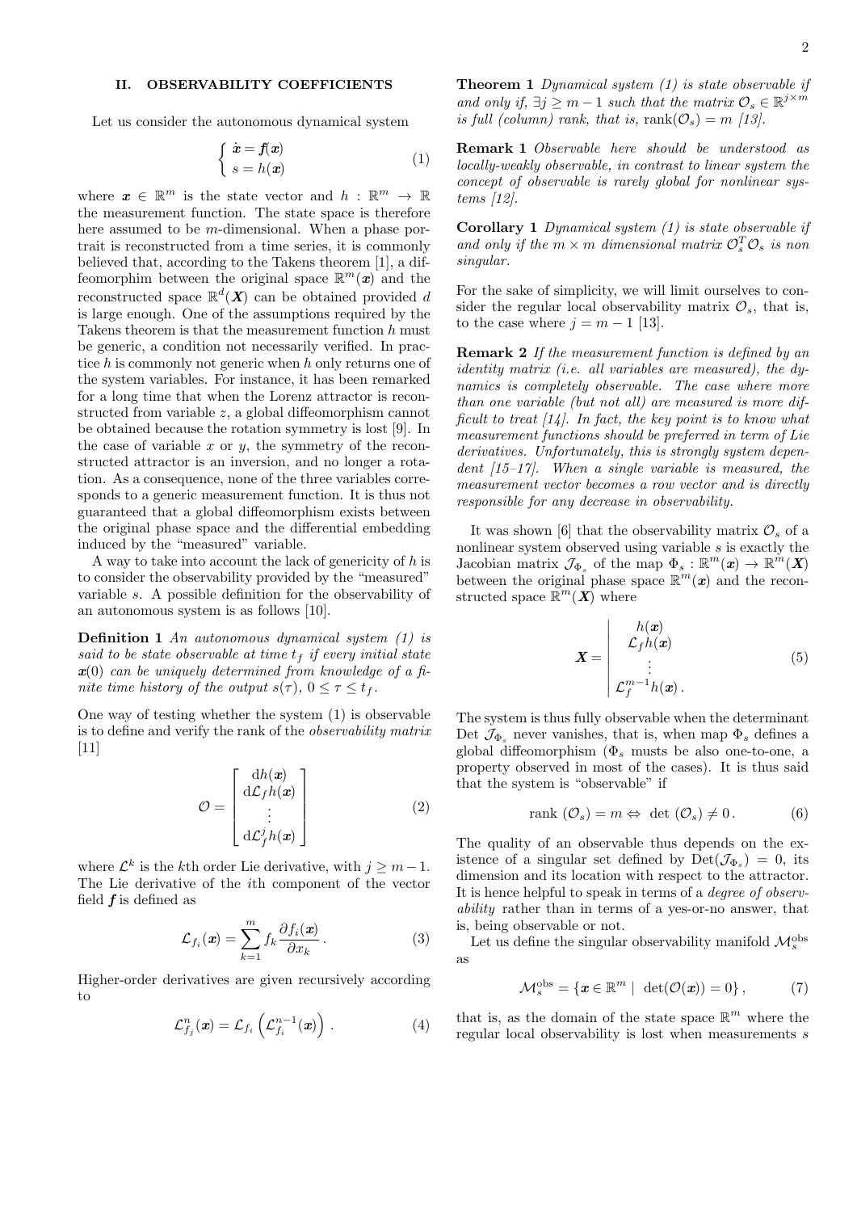## II. OBSERVABILITY COEFFICIENTS

Let us consider the autonomous dynamical system

$$
\left\{ \begin{array}{l} \dot{\boldsymbol{x}} = \boldsymbol{f}(\boldsymbol{x}) \\ s = h(\boldsymbol{x}) \end{array} \right. \tag{1}
$$

where $\boldsymbol{x} \in \mathbb{R}^m$ is the state vector and $h : \mathbb{R}^m \to \mathbb{R}$ the measurement function. The state space is therefore here assumed to be $m$-dimensional. When a phase portrait is reconstructed from a time series, it is commonly believed that, according to the Takens theorem [1], a diffeomorphim between the original space $\mathbb{R}^m(\boldsymbol{x})$ and the reconstructed space $\mathbb{R}^d(\boldsymbol{X})$ can be obtained provided $d$ is large enough. One of the assumptions required by the Takens theorem is that the measurement function $h$ must be generic, a condition not necessarily verified. In practice $h$ is commonly not generic when $h$ only returns one of the system variables. For instance, it has been remarked for a long time that when the Lorenz attractor is reconstructed from variable $z$, a global diffeomorphism cannot be obtained because the rotation symmetry is lost [9]. In the case of variable $x$ or $y$, the symmetry of the reconstructed attractor is an inversion, and no longer a rotation. As a consequence, none of the three variables corresponds to a generic measurement function. It is thus not guaranteed that a global diffeomorphism exists between the original phase space and the differential embedding induced by the "measured" variable.

A way to take into account the lack of genericity of $h$ is to consider the observability provided by the "measured" variable $s$. A possible definition for the observability of an autonomous system is as follows [10].

**Definition 1** *An autonomous dynamical system (1) is said to be state observable at time $t_f$ if every initial state $\boldsymbol{x}(0)$ can be uniquely determined from knowledge of a finite time history of the output $s(\tau)$, $0 \leq \tau \leq t_f$.*

One way of testing whether the system (1) is observable is to define and verify the rank of the *observability matrix* [11]

$$
\mathcal{O} = \left[ \begin{array}{c} \mathrm{d}h(\boldsymbol{x}) \\ \mathrm{d}\mathcal{L}_f h(\boldsymbol{x}) \\ \vdots \\ \mathrm{d}\mathcal{L}_f^j h(\boldsymbol{x}) \end{array} \right] \tag{2}
$$

where $\mathcal{L}^k$ is the $k$th order Lie derivative, with $j \geq m-1$. The Lie derivative of the $i$th component of the vector field $\boldsymbol{f}$ is defined as

$$
\mathcal{L}_{f_i}(\boldsymbol{x}) = \sum_{k=1}^{m} f_k \frac{\partial f_i(\boldsymbol{x})}{\partial x_k} \, . \tag{3}
$$

Higher-order derivatives are given recursively according to

$$
\mathcal{L}^n_{f_j}(\boldsymbol{x}) = \mathcal{L}_{f_i} \left( \mathcal{L}^{n-1}_{f_i}(\boldsymbol{x}) \right) \, . \tag{4}
$$

**Theorem 1** *Dynamical system (1) is state observable if and only if, $\exists j \geq m-1$ such that the matrix $\mathcal{O}_s \in \mathbb{R}^{j \times m}$ is full (column) rank, that is,* $\mathrm{rank}(\mathcal{O}_s) = m$ *[13].*

**Remark 1** *Observable here should be understood as locally-weakly observable, in contrast to linear system the concept of observable is rarely global for nonlinear systems [12].*

**Corollary 1** *Dynamical system (1) is state observable if and only if the $m \times m$ dimensional matrix $\mathcal{O}_s^T \mathcal{O}_s$ is non singular.*

For the sake of simplicity, we will limit ourselves to consider the regular local observability matrix $\mathcal{O}_s$, that is, to the case where $j = m-1$ [13].

**Remark 2** *If the measurement function is defined by an identity matrix (i.e. all variables are measured), the dynamics is completely observable. The case where more than one variable (but not all) are measured is more difficult to treat [14]. In fact, the key point is to know what measurement functions should be preferred in term of Lie derivatives. Unfortunately, this is strongly system dependent [15–17]. When a single variable is measured, the measurement vector becomes a row vector and is directly responsible for any decrease in observability.*

It was shown [6] that the observability matrix $\mathcal{O}_s$ of a nonlinear system observed using variable $s$ is exactly the Jacobian matrix $\mathcal{J}_{\Phi_s}$ of the map $\Phi_s : \mathbb{R}^m(\boldsymbol{x}) \to \mathbb{R}^m(\boldsymbol{X})$ between the original phase space $\mathbb{R}^m(\boldsymbol{x})$ and the reconstructed space $\mathbb{R}^m(\boldsymbol{X})$ where

$$
\boldsymbol{X} = \left| \begin{array}{l} h(\boldsymbol{x}) \\ \mathcal{L}_f h(\boldsymbol{x}) \\ \vdots \\ \mathcal{L}_f^{m-1} h(\boldsymbol{x}) \, . \end{array} \right. \tag{5}
$$

The system is thus fully observable when the determinant Det $\mathcal{J}_{\Phi_s}$ never vanishes, that is, when map $\Phi_s$ defines a global diffeomorphism ($\Phi_s$ musts be also one-to-one, a property observed in most of the cases). It is thus said that the system is "observable" if

$$
\mathrm{rank}\ (\mathcal{O}_s) = m \Leftrightarrow \ \det\ (\mathcal{O}_s) \neq 0 \, . \tag{6}
$$

The quality of an observable thus depends on the existence of a singular set defined by $\mathrm{Det}(\mathcal{J}_{\Phi_s}) = 0$, its dimension and its location with respect to the attractor. It is hence helpful to speak in terms of a *degree of observability* rather than in terms of a yes-or-no answer, that is, being observable or not.

Let us define the singular observability manifold $\mathcal{M}_s^{\mathrm{obs}}$ as

$$
\mathcal{M}_s^{\mathrm{obs}} = \{ \boldsymbol{x} \in \mathbb{R}^m \mid \ \det(\mathcal{O}(\boldsymbol{x})) = 0 \} \, , \tag{7}
$$

that is, as the domain of the state space $\mathbb{R}^m$ where the regular local observability is lost when measurements $s$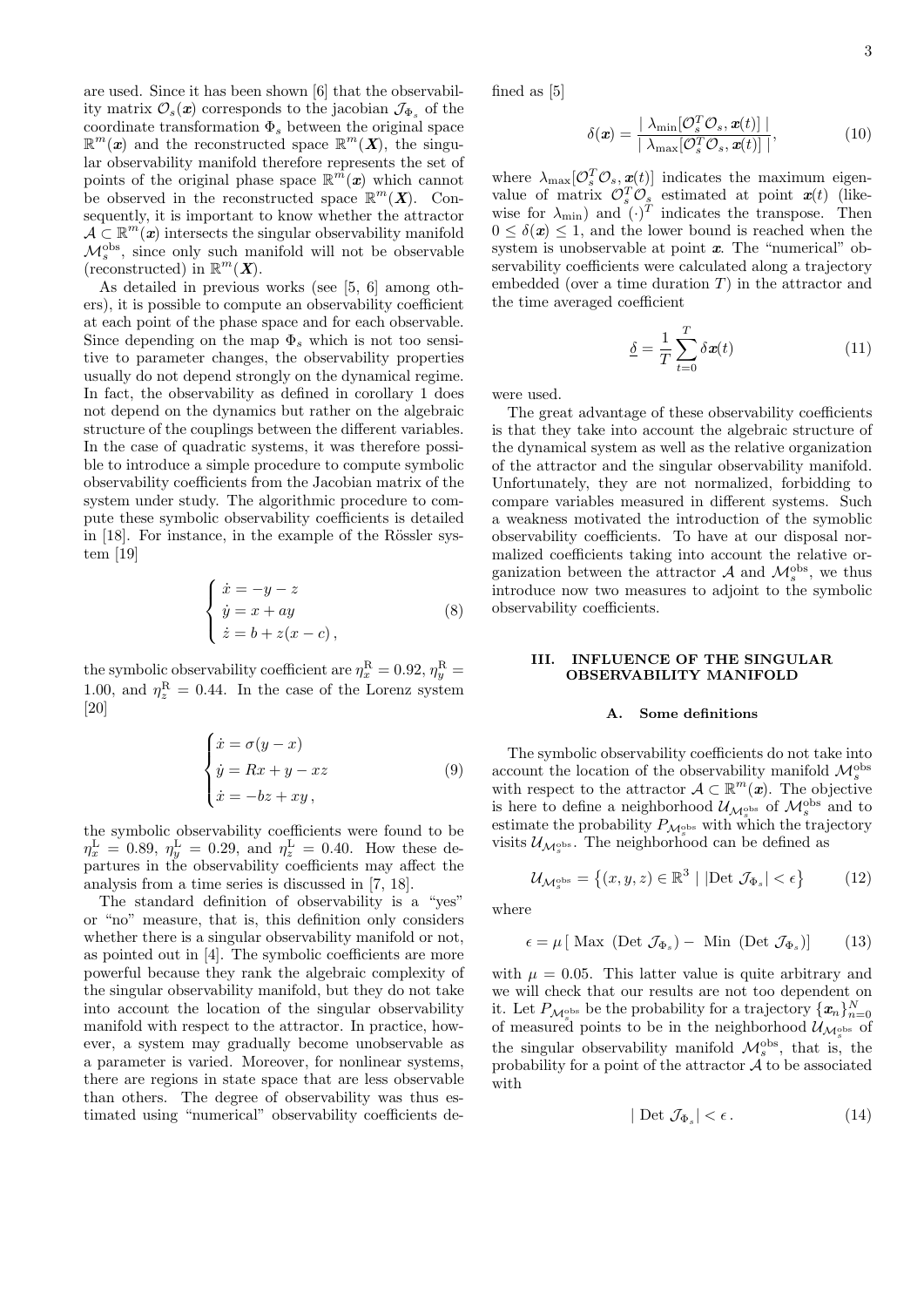are used. Since it has been shown [6] that the observability matrix $\mathcal{O}_s(\boldsymbol{x})$ corresponds to the jacobian $\mathcal{J}_{\Phi_s}$ of the coordinate transformation $\Phi_s$ between the original space $\mathbb{R}^m(\boldsymbol{x})$ and the reconstructed space $\mathbb{R}^m(\boldsymbol{X})$, the singular observability manifold therefore represents the set of points of the original phase space $\mathbb{R}^m(\boldsymbol{x})$ which cannot be observed in the reconstructed space $\mathbb{R}^m(\boldsymbol{X})$. Consequently, it is important to know whether the attractor $\mathcal{A} \subset \mathbb{R}^m(\boldsymbol{x})$ intersects the singular observability manifold $\mathcal{M}_s^{\rm obs}$, since only such manifold will not be observable (reconstructed) in $\mathbb{R}^m(\boldsymbol{X})$.

As detailed in previous works (see [5, 6] among others), it is possible to compute an observability coefficient at each point of the phase space and for each observable. Since depending on the map $\Phi_s$ which is not too sensitive to parameter changes, the observability properties usually do not depend strongly on the dynamical regime. In fact, the observability as defined in corollary 1 does not depend on the dynamics but rather on the algebraic structure of the couplings between the different variables. In the case of quadratic systems, it was therefore possible to introduce a simple procedure to compute symbolic observability coefficients from the Jacobian matrix of the system under study. The algorithmic procedure to compute these symbolic observability coefficients is detailed in [18]. For instance, in the example of the Rössler system [19]

$$
\left\{
\begin{array}{l}
\dot{x} = -y - z \\
\dot{y} = x + ay \\
\dot{z} = b + z(x - c) \, ,
\end{array}
\right.
\tag{8}
$$

the symbolic observability coefficient are $\eta_x^{\rm R} = 0.92$, $\eta_y^{\rm R} = 1.00$, and $\eta_z^{\rm R} = 0.44$. In the case of the Lorenz system [20]

$$
\left\{
\begin{array}{l}
\dot{x} = \sigma(y - x) \\
\dot{y} = Rx + y - xz \\
\dot{x} = -bz + xy \, ,
\end{array}
\right.
\tag{9}
$$

the symbolic observability coefficients were found to be $\eta_x^{\rm L} = 0.89$, $\eta_y^{\rm L} = 0.29$, and $\eta_z^{\rm L} = 0.40$. How these departures in the observability coefficients may affect the analysis from a time series is discussed in [7, 18].

The standard definition of observability is a "yes" or "no" measure, that is, this definition only considers whether there is a singular observability manifold or not, as pointed out in [4]. The symbolic coefficients are more powerful because they rank the algebraic complexity of the singular observability manifold, but they do not take into account the location of the singular observability manifold with respect to the attractor. In practice, however, a system may gradually become unobservable as a parameter is varied. Moreover, for nonlinear systems, there are regions in state space that are less observable than others. The degree of observability was thus estimated using "numerical" observability coefficients defined as [5]

$$
\delta(\boldsymbol{x}) = \frac{\mid \lambda_{\rm min}[\mathcal{O}_s^T \mathcal{O}_s, \boldsymbol{x}(t)] \mid}{\mid \lambda_{\rm max}[\mathcal{O}_s^T \mathcal{O}_s, \boldsymbol{x}(t)] \mid},
\tag{10}
$$

where $\lambda_{\rm max}[\mathcal{O}_s^T \mathcal{O}_s, \boldsymbol{x}(t)]$ indicates the maximum eigenvalue of matrix $\mathcal{O}_s^T \mathcal{O}_s$ estimated at point $\boldsymbol{x}(t)$ (likewise for $\lambda_{\rm min}$) and $(\cdot)^T$ indicates the transpose. Then $0 \leq \delta(\boldsymbol{x}) \leq 1$, and the lower bound is reached when the system is unobservable at point $\boldsymbol{x}$. The "numerical" observability coefficients were calculated along a trajectory embedded (over a time duration $T$) in the attractor and the time averaged coefficient

$$
\underline{\delta} = \frac{1}{T} \sum_{t=0}^{T} \delta \boldsymbol{x}(t)
\tag{11}
$$

were used.

The great advantage of these observability coefficients is that they take into account the algebraic structure of the dynamical system as well as the relative organization of the attractor and the singular observability manifold. Unfortunately, they are not normalized, forbidding to compare variables measured in different systems. Such a weakness motivated the introduction of the symoblic observability coefficients. To have at our disposal normalized coefficients taking into account the relative organization between the attractor $\mathcal{A}$ and $\mathcal{M}_s^{\rm obs}$, we thus introduce now two measures to adjoint to the symbolic observability coefficients.

## III. INFLUENCE OF THE SINGULAR OBSERVABILITY MANIFOLD

### A. Some definitions

The symbolic observability coefficients do not take into account the location of the observability manifold $\mathcal{M}_s^{\rm obs}$ with respect to the attractor $\mathcal{A} \subset \mathbb{R}^m(\boldsymbol{x})$. The objective is here to define a neighborhood $\mathcal{U}_{\mathcal{M}_s^{\rm obs}}$ of $\mathcal{M}_s^{\rm obs}$ and to estimate the probability $P_{\mathcal{M}_s^{\rm obs}}$ with which the trajectory visits $\mathcal{U}_{\mathcal{M}_s^{\rm obs}}$. The neighborhood can be defined as

$$
\mathcal{U}_{\mathcal{M}_s^{\rm obs}} = \left\{ (x,y,z) \in \mathbb{R}^3 \mid |{\rm Det} \; \mathcal{J}_{\Phi_s}| < \epsilon \right\}
\tag{12}
$$

where

$$
\epsilon = \mu \left[ \; {\rm Max} \; \left( {\rm Det} \; \mathcal{J}_{\Phi_s} \right) - \; {\rm Min} \; \left( {\rm Det} \; \mathcal{J}_{\Phi_s} \right) \right]
\tag{13}
$$

with $\mu = 0.05$. This latter value is quite arbitrary and we will check that our results are not too dependent on it. Let $P_{\mathcal{M}_s^{\rm obs}}$ be the probability for a trajectory $\{\boldsymbol{x}_n\}_{n=0}^N$ of measured points to be in the neighborhood $\mathcal{U}_{\mathcal{M}_s^{\rm obs}}$ of the singular observability manifold $\mathcal{M}_s^{\rm obs}$, that is, the probability for a point of the attractor $\mathcal{A}$ to be associated with

$$
\mid {\rm Det} \; \mathcal{J}_{\Phi_s} \! \mid \; < \epsilon \, .
\tag{14}
$$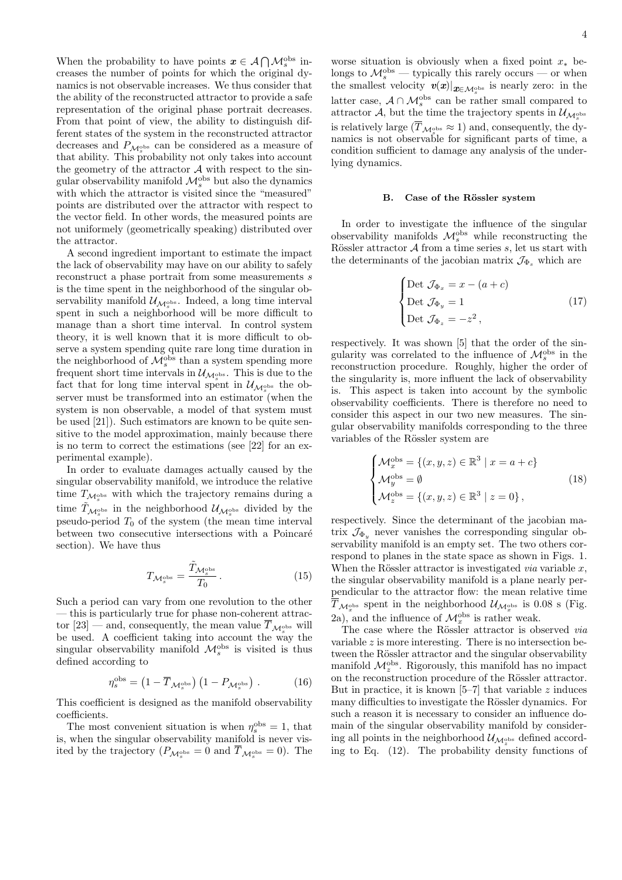When the probability to have points $\boldsymbol{x} \in \mathcal{A} \bigcap \mathcal{M}_s^{\rm obs}$ increases the number of points for which the original dynamics is not observable increases. We thus consider that the ability of the reconstructed attractor to provide a safe representation of the original phase portrait decreases. From that point of view, the ability to distinguish different states of the system in the reconstructed attractor decreases and $P_{\mathcal{M}_s^{\rm obs}}$ can be considered as a measure of that ability. This probability not only takes into account the geometry of the attractor $\mathcal{A}$ with respect to the singular observability manifold $\mathcal{M}_s^{\rm obs}$ but also the dynamics with which the attractor is visited since the "measured" points are distributed over the attractor with respect to the vector field. In other words, the measured points are not uniformely (geometrically speaking) distributed over the attractor.

A second ingredient important to estimate the impact the lack of observability may have on our ability to safely reconstruct a phase portrait from some measurements $s$ is the time spent in the neighborhood of the singular observability manifold $\mathcal{U}_{\mathcal{M}_s^{\rm obs}}$. Indeed, a long time interval spent in such a neighborhood will be more difficult to manage than a short time interval. In control system theory, it is well known that it is more difficult to observe a system spending quite rare long time duration in the neighborhood of $\mathcal{M}_s^{\rm obs}$ than a system spending more frequent short time intervals in $\mathcal{U}_{\mathcal{M}_s^{\rm obs}}$. This is due to the fact that for long time interval spent in $\mathcal{U}_{\mathcal{M}_s^{\rm obs}}$ the observer must be transformed into an estimator (when the system is non observable, a model of that system must be used [21]). Such estimators are known to be quite sensitive to the model approximation, mainly because there is no term to correct the estimations (see [22] for an experimental example).

In order to evaluate damages actually caused by the singular observability manifold, we introduce the relative time $T_{\mathcal{M}_s^{\rm obs}}$ with which the trajectory remains during a time $\tilde{T}_{\mathcal{M}_s^{\rm obs}}$ in the neighborhood $\mathcal{U}_{\mathcal{M}_s^{\rm obs}}$ divided by the pseudo-period $T_0$ of the system (the mean time interval between two consecutive intersections with a Poincaré section). We have thus

$$
T_{\mathcal{M}_s^{\rm obs}} = \frac{\tilde{T}_{\mathcal{M}_s^{\rm obs}}}{T_0} \, . \tag{15}
$$

Such a period can vary from one revolution to the other — this is particularly true for phase non-coherent attractor [23] — and, consequently, the mean value $\overline{T}_{\mathcal{M}_s^{\rm obs}}$ will be used. A coefficient taking into account the way the singular observability manifold $\mathcal{M}_s^{\rm obs}$ is visited is thus defined according to

$$
\eta_s^{\rm obs} = \left( 1 - \overline{T}_{\mathcal{M}_s^{\rm obs}} \right) \left( 1 - P_{\mathcal{M}_s^{\rm obs}} \right) \, . \tag{16}
$$

This coefficient is designed as the manifold observability coefficients.

The most convenient situation is when $\eta_s^{\rm obs} = 1$, that is, when the singular observability manifold is never visited by the trajectory ($P_{\mathcal{M}_s^{\rm obs}} = 0$ and $\overline{T}_{\mathcal{M}_s^{\rm obs}} = 0$). The worse situation is obviously when a fixed point $x_*$ belongs to $\mathcal{M}_s^{\rm obs}$ — typically this rarely occurs — or when the smallest velocity $\boldsymbol{v}(\boldsymbol{x})|_{\boldsymbol{x} \in \mathcal{M}_s^{\rm obs}}$ is nearly zero: in the latter case, $\mathcal{A} \cap \mathcal{M}_s^{\rm obs}$ can be rather small compared to attractor $\mathcal{A}$, but the time the trajectory spents in $\mathcal{U}_{\mathcal{M}_s^{\rm obs}}$ is relatively large ($\overline{T}_{\mathcal{M}_s^{\rm obs}} \approx 1$) and, consequently, the dynamics is not observable for significant parts of time, a condition sufficient to damage any analysis of the underlying dynamics.

### B. Case of the Rössler system

In order to investigate the influence of the singular observability manifolds $\mathcal{M}_s^{\rm obs}$ while reconstructing the Rössler attractor $\mathcal{A}$ from a time series $s$, let us start with the determinants of the jacobian matrix $\mathcal{J}_{\Phi_s}$ which are

$$
\begin{cases}
\text{Det } \mathcal{J}_{\Phi_x} = x - (a+c) \\
\text{Det } \mathcal{J}_{\Phi_y} = 1 \\
\text{Det } \mathcal{J}_{\Phi_z} = -z^2 \, ,
\end{cases} \tag{17}
$$

respectively. It was shown [5] that the order of the singularity was correlated to the influence of $\mathcal{M}_s^{\rm obs}$ in the reconstruction procedure. Roughly, higher the order of the singularity is, more influent the lack of observability is. This aspect is taken into account by the symbolic observability coefficients. There is therefore no need to consider this aspect in our two new measures. The singular observability manifolds corresponding to the three variables of the Rössler system are

$$
\begin{cases}
\mathcal{M}_x^{\rm obs} = \{ (x,y,z) \in \mathbb{R}^3 \mid x = a + c \} \\
\mathcal{M}_y^{\rm obs} = \emptyset \\
\mathcal{M}_z^{\rm obs} = \{ (x,y,z) \in \mathbb{R}^3 \mid z = 0 \} \, ,
\end{cases} \tag{18}
$$

respectively. Since the determinant of the jacobian matrix $\mathcal{J}_{\Phi_y}$ never vanishes the corresponding singular observability manifold is an empty set. The two others correspond to planes in the state space as shown in Figs. 1. When the Rössler attractor is investigated *via* variable $x$, the singular observability manifold is a plane nearly perpendicular to the attractor flow: the mean relative time $\overline{T}_{\mathcal{M}_x^{\rm obs}}$ spent in the neighborhood $\mathcal{U}_{\mathcal{M}_x^{\rm obs}}$ is 0.08 s (Fig. 2a), and the influence of $\mathcal{M}_x^{\rm obs}$ is rather weak.

The case where the Rössler attractor is observed *via* variable $z$ is more interesting. There is no intersection between the Rössler attractor and the singular observability manifold $\mathcal{M}_z^{\rm obs}$. Rigorously, this manifold has no impact on the reconstruction procedure of the Rössler attractor. But in practice, it is known [5–7] that variable $z$ induces many difficulties to investigate the Rössler dynamics. For such a reason it is necessary to consider an influence domain of the singular observability manifold by considering all points in the neighborhood $\mathcal{U}_{\mathcal{M}_z^{\rm obs}}$ defined according to Eq. (12). The probability density functions of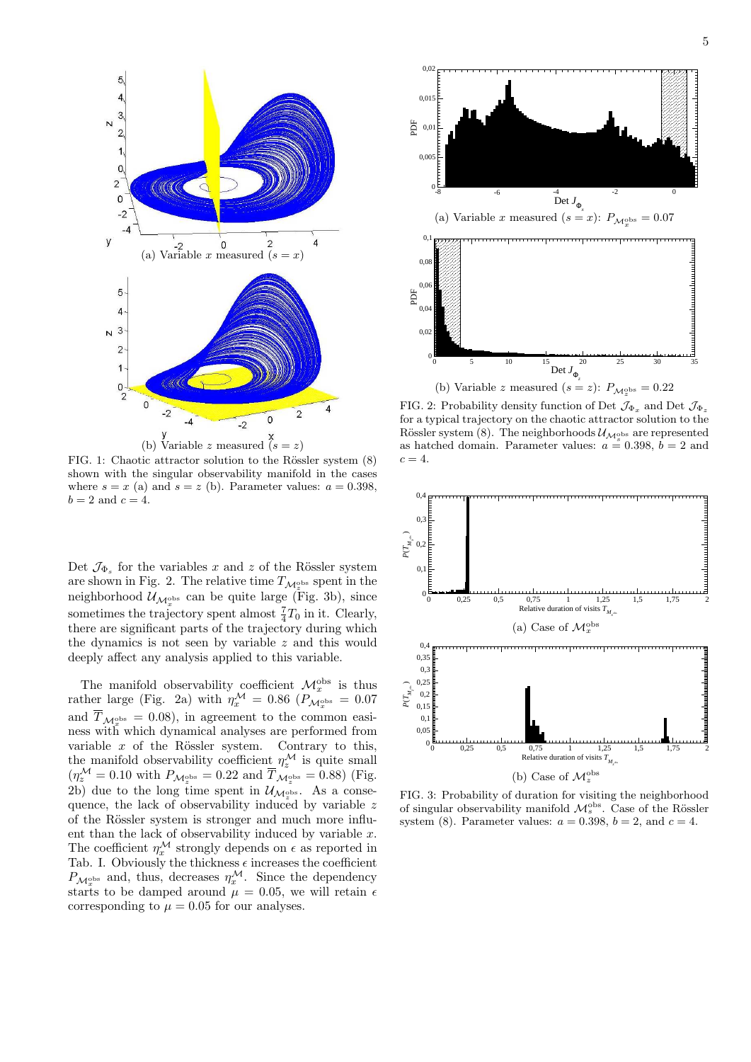(a) Variable $x$ measured ($s = x$)

(b) Variable $z$ measured ($s = z$)

FIG. 1: Chaotic attractor solution to the Rössler system (8) shown with the singular observability manifold in the cases where $s = x$ (a) and $s = z$ (b). Parameter values: $a = 0.398$, $b = 2$ and $c = 4$.

Det $\mathcal{J}_{\Phi_s}$ for the variables $x$ and $z$ of the Rössler system are shown in Fig. 2. The relative time $T_{\mathcal{M}_z^{\rm obs}}$ spent in the neighborhood $\mathcal{U}_{\mathcal{M}_x^{\rm obs}}$ can be quite large (Fig. 3b), since sometimes the trajectory spent almost $\frac{7}{4}T_0$ in it. Clearly, there are significant parts of the trajectory during which the dynamics is not seen by variable $z$ and this would deeply affect any analysis applied to this variable.

The manifold observability coefficient $\mathcal{M}_x^{\rm obs}$ is thus rather large (Fig. 2a) with $\eta_x^{\mathcal{M}} = 0.86$ ($P_{\mathcal{M}_x^{\rm obs}} = 0.07$ and $\overline{T}_{\mathcal{M}_x^{\rm obs}} = 0.08$), in agreement to the common easiness with which dynamical analyses are performed from variable $x$ of the Rössler system. Contrary to this, the manifold observability coefficient $\eta_z^{\mathcal{M}}$ is quite small ($\eta_z^{\mathcal{M}} = 0.10$ with $P_{\mathcal{M}_z^{\rm obs}} = 0.22$ and $\overline{T}_{\mathcal{M}_z^{\rm obs}} = 0.88$) (Fig. 2b) due to the long time spent in $\mathcal{U}_{\mathcal{M}_z^{\rm obs}}$. As a consequence, the lack of observability induced by variable $z$ of the Rössler system is stronger and much more influent than the lack of observability induced by variable $x$. The coefficient $\eta_x^{\mathcal{M}}$ strongly depends on $\epsilon$ as reported in Tab. I. Obviously the thickness $\epsilon$ increases the coefficient $P_{\mathcal{M}_x^{\rm obs}}$ and, thus, decreases $\eta_x^{\mathcal{M}}$. Since the dependency starts to be damped around $\mu = 0.05$, we will retain $\epsilon$ corresponding to $\mu = 0.05$ for our analyses.

(a) Variable $x$ measured ($s = x$): $P_{\mathcal{M}_x^{\rm obs}} = 0.07$

(b) Variable $z$ measured ($s = z$): $P_{\mathcal{M}_z^{\rm obs}} = 0.22$

FIG. 2: Probability density function of Det $\mathcal{J}_{\Phi_x}$ and Det $\mathcal{J}_{\Phi_z}$ for a typical trajectory on the chaotic attractor solution to the Rössler system (8). The neighborhoods $\mathcal{U}_{\mathcal{M}_s^{\rm obs}}$ are represented as hatched domain. Parameter values: $a = 0.398$, $b = 2$ and $c = 4$.

(a) Case of $\mathcal{M}_x^{\rm obs}$

(b) Case of $\mathcal{M}_z^{\rm obs}$

FIG. 3: Probability of duration for visiting the neighborhood of singular observability manifold $\mathcal{M}_s^{\rm obs}$. Case of the Rössler system (8). Parameter values: $a = 0.398$, $b = 2$, and $c = 4$.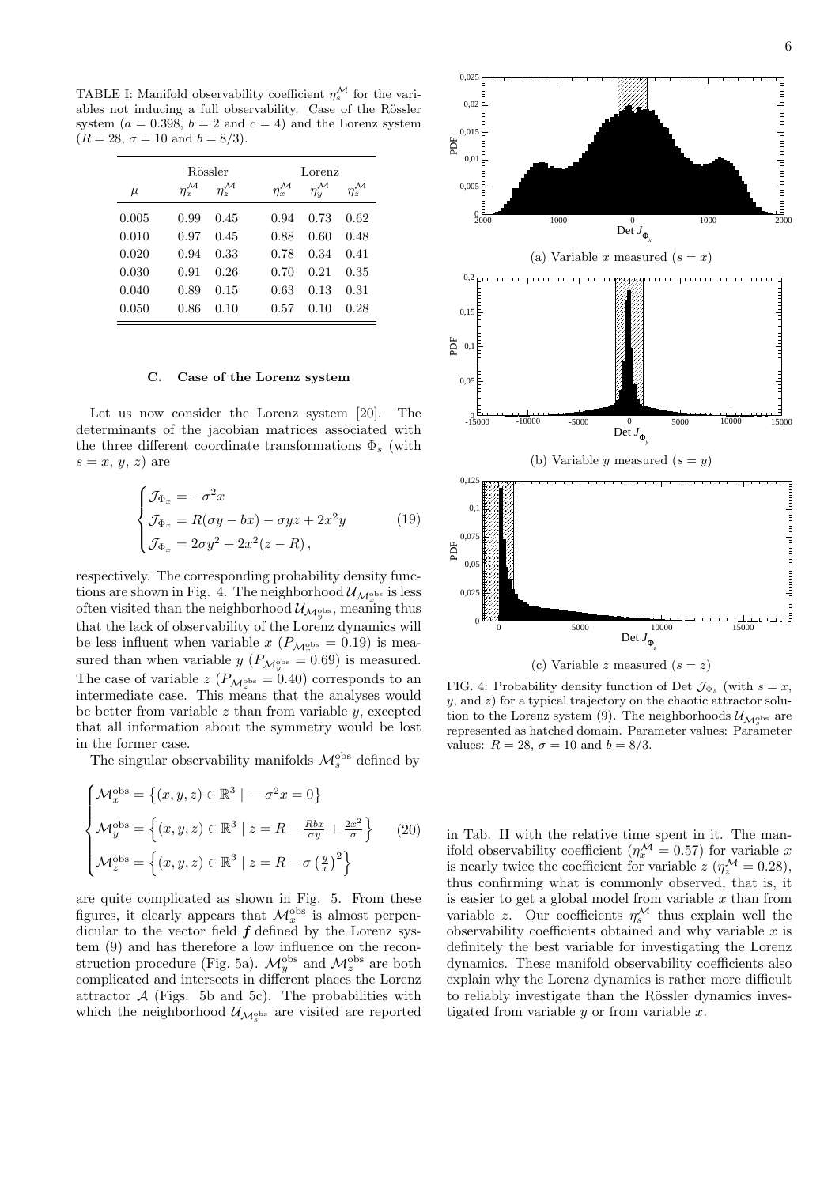TABLE I: Manifold observability coefficient $\eta_s^{\mathcal{M}}$ for the variables not inducing a full observability. Case of the Rössler system ($a = 0.398$, $b = 2$ and $c = 4$) and the Lorenz system ($R = 28$, $\sigma = 10$ and $b = 8/3$).

| | Rössler | | Lorenz | | |
|---|---|---|---|---|---|
| $\mu$ | $\eta_x^{\mathcal{M}}$ | $\eta_z^{\mathcal{M}}$ | $\eta_x^{\mathcal{M}}$ | $\eta_y^{\mathcal{M}}$ | $\eta_z^{\mathcal{M}}$ |
| 0.005 | 0.99 | 0.45 | 0.94 | 0.73 | 0.62 |
| 0.010 | 0.97 | 0.45 | 0.88 | 0.60 | 0.48 |
| 0.020 | 0.94 | 0.33 | 0.78 | 0.34 | 0.41 |
| 0.030 | 0.91 | 0.26 | 0.70 | 0.21 | 0.35 |
| 0.040 | 0.89 | 0.15 | 0.63 | 0.13 | 0.31 |
| 0.050 | 0.86 | 0.10 | 0.57 | 0.10 | 0.28 |

### C. Case of the Lorenz system

Let us now consider the Lorenz system [20]. The determinants of the jacobian matrices associated with the three different coordinate transformations $\Phi_s$ (with $s = x, y, z$) are

$$
\begin{cases}
\mathcal{J}_{\Phi_x} = -\sigma^2 x \\
\mathcal{J}_{\Phi_x} = R(\sigma y - bx) - \sigma yz + 2x^2 y \\
\mathcal{J}_{\Phi_x} = 2\sigma y^2 + 2x^2(z - R)\,,
\end{cases}
\tag{19}
$$

respectively. The corresponding probability density functions are shown in Fig. 4. The neighborhood $\mathcal{U}_{\mathcal{M}_x^{\rm obs}}$ is less often visited than the neighborhood $\mathcal{U}_{\mathcal{M}_y^{\rm obs}}$, meaning thus that the lack of observability of the Lorenz dynamics will be less influent when variable $x$ ($P_{\mathcal{M}_x^{\rm obs}} = 0.19$) is measured than when variable $y$ ($P_{\mathcal{M}_y^{\rm obs}} = 0.69$) is measured. The case of variable $z$ ($P_{\mathcal{M}_z^{\rm obs}} = 0.40$) corresponds to an intermediate case. This means that the analyses would be better from variable $z$ than from variable $y$, excepted that all information about the symmetry would be lost in the former case.

The singular observability manifolds $\mathcal{M}_s^{\rm obs}$ defined by

$$
\begin{cases}
\mathcal{M}_x^{\rm obs} = \left\{ (x,y,z) \in \mathbb{R}^3 \mid -\sigma^2 x = 0 \right\} \\
\mathcal{M}_y^{\rm obs} = \left\{ (x,y,z) \in \mathbb{R}^3 \mid z = R - \frac{Rbx}{\sigma y} + \frac{2x^2}{\sigma} \right\} \\
\mathcal{M}_z^{\rm obs} = \left\{ (x,y,z) \in \mathbb{R}^3 \mid z = R - \sigma \left(\frac{y}{x}\right)^2 \right\}
\end{cases}
\tag{20}
$$

are quite complicated as shown in Fig. 5. From these figures, it clearly appears that $\mathcal{M}_x^{\rm obs}$ is almost perpendicular to the vector field $\boldsymbol{f}$ defined by the Lorenz system (9) and has therefore a low influence on the reconstruction procedure (Fig. 5a). $\mathcal{M}_y^{\rm obs}$ and $\mathcal{M}_z^{\rm obs}$ are both complicated and intersects in different places the Lorenz attractor $\mathcal{A}$ (Figs. 5b and 5c). The probabilities with which the neighborhood $\mathcal{U}_{\mathcal{M}_s^{\rm obs}}$ are visited are reported in Tab. II with the relative time spent in it. The manifold observability coefficient ($\eta_x^{\mathcal{M}} = 0.57$) for variable $x$ is nearly twice the coefficient for variable $z$ ($\eta_z^{\mathcal{M}} = 0.28$), thus confirming what is commonly observed, that is, it is easier to get a global model from variable $x$ than from variable $z$. Our coefficients $\eta_s^{\mathcal{M}}$ thus explain well the observability coefficients obtained and why variable $x$ is definitely the best variable for investigating the Lorenz dynamics. These manifold observability coefficients also explain why the Lorenz dynamics is rather more difficult to reliably investigate than the Rössler dynamics investigated from variable $y$ or from variable $x$.

(a) Variable $x$ measured ($s = x$)

(b) Variable $y$ measured ($s = y$)

(c) Variable $z$ measured ($s = z$)

FIG. 4: Probability density function of Det $\mathcal{J}_{\Phi_s}$ (with $s = x$, $y$, and $z$) for a typical trajectory on the chaotic attractor solution to the Lorenz system (9). The neighborhoods $\mathcal{U}_{\mathcal{M}_s^{\rm obs}}$ are represented as hatched domain. Parameter values: Parameter values: $R = 28$, $\sigma = 10$ and $b = 8/3$.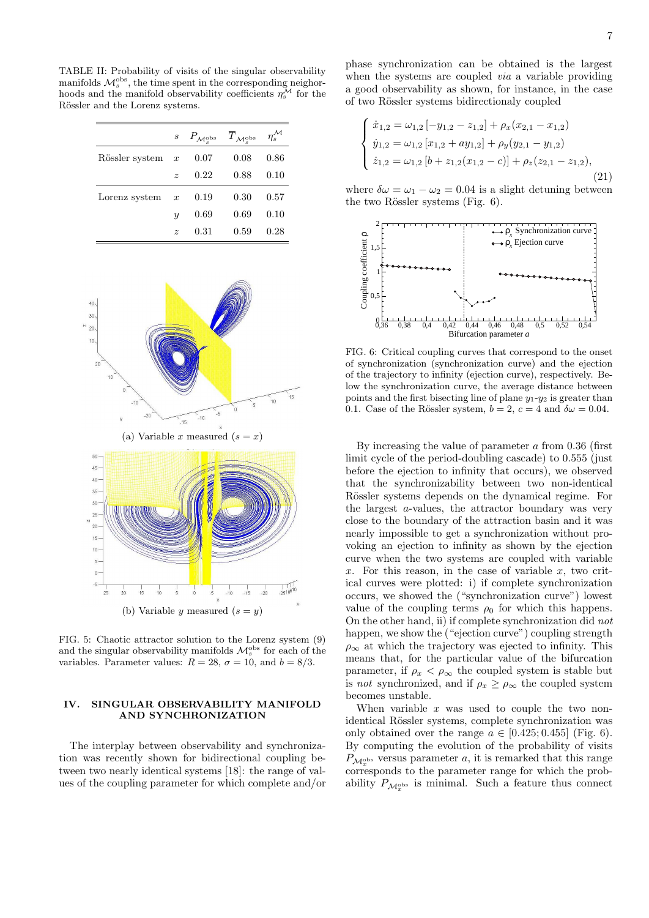TABLE II: Probability of visits of the singular observability manifolds $\mathcal{M}_s^{\rm obs}$, the time spent in the corresponding neighborhoods and the manifold observability coefficients $\eta_s^{\mathcal{M}}$ for the Rössler and the Lorenz systems.

| | $s$ | $P_{\mathcal{M}_s^{\rm obs}}$ | $\overline{T}_{\mathcal{M}_s^{\rm obs}}$ | $\eta_s^{\mathcal{M}}$ |
|---|---|---|---|---|
| Rössler system | $x$ | 0.07 | 0.08 | 0.86 |
| | $z$ | 0.22 | 0.88 | 0.10 |
| Lorenz system | $x$ | 0.19 | 0.30 | 0.57 |
| | $y$ | 0.69 | 0.69 | 0.10 |
| | $z$ | 0.31 | 0.59 | 0.28 |

(a) Variable $x$ measured ($s = x$)

(b) Variable $y$ measured ($s = y$)

FIG. 5: Chaotic attractor solution to the Lorenz system (9) and the singular observability manifolds $\mathcal{M}_s^{\rm obs}$ for each of the variables. Parameter values: $R = 28$, $\sigma = 10$, and $b = 8/3$.

## IV. SINGULAR OBSERVABILITY MANIFOLD AND SYNCHRONIZATION

The interplay between observability and synchronization was recently shown for bidirectional coupling between two nearly identical systems [18]: the range of values of the coupling parameter for which complete and/or phase synchronization can be obtained is the largest when the systems are coupled *via* a variable providing a good observability as shown, for instance, in the case of two Rössler systems bidirectionaly coupled

$$
\begin{cases}
\dot{x}_{1,2} = \omega_{1,2}\left[-y_{1,2} - z_{1,2}\right] + \rho_x(x_{2,1} - x_{1,2}) \\
\dot{y}_{1,2} = \omega_{1,2}\left[x_{1,2} + a y_{1,2}\right] + \rho_y(y_{2,1} - y_{1,2}) \\
\dot{z}_{1,2} = \omega_{1,2}\left[b + z_{1,2}(x_{1,2} - c)\right] + \rho_z(z_{2,1} - z_{1,2}),
\end{cases}
\tag{21}
$$

where $\delta\omega = \omega_1 - \omega_2 = 0.04$ is a slight detuning between the two Rössler systems (Fig. 6).

FIG. 6: Critical coupling curves that correspond to the onset of synchronization (synchronization curve) and the ejection of the trajectory to infinity (ejection curve), respectively. Below the synchronization curve, the average distance between points and the first bisecting line of plane $y_1$-$y_2$ is greater than 0.1. Case of the Rössler system, $b = 2$, $c = 4$ and $\delta\omega = 0.04$.

By increasing the value of parameter $a$ from 0.36 (first limit cycle of the period-doubling cascade) to 0.555 (just before the ejection to infinity that occurs), we observed that the synchronizability between two non-identical Rössler systems depends on the dynamical regime. For the largest $a$-values, the attractor boundary was very close to the boundary of the attraction basin and it was nearly impossible to get a synchronization without provoking an ejection to infinity as shown by the ejection curve when the two systems are coupled with variable $x$. For this reason, in the case of variable $x$, two critical curves were plotted: i) if complete synchronization occurs, we showed the ("synchronization curve") lowest value of the coupling terms $\rho_0$ for which this happens. On the other hand, ii) if complete synchronization did *not* happen, we show the ("ejection curve") coupling strength $\rho_\infty$ at which the trajectory was ejected to infinity. This means that, for the particular value of the bifurcation parameter, if $\rho_x < \rho_\infty$ the coupled system is stable but is *not* synchronized, and if $\rho_x \geq \rho_\infty$ the coupled system becomes unstable.

When variable $x$ was used to couple the two non-identical Rössler systems, complete synchronization was only obtained over the range $a \in [0.425; 0.455]$ (Fig. 6). By computing the evolution of the probability of visits $P_{\mathcal{M}_x^{\rm obs}}$ versus parameter $a$, it is remarked that this range corresponds to the parameter range for which the probability $P_{\mathcal{M}_x^{\rm obs}}$ is minimal. Such a feature thus connect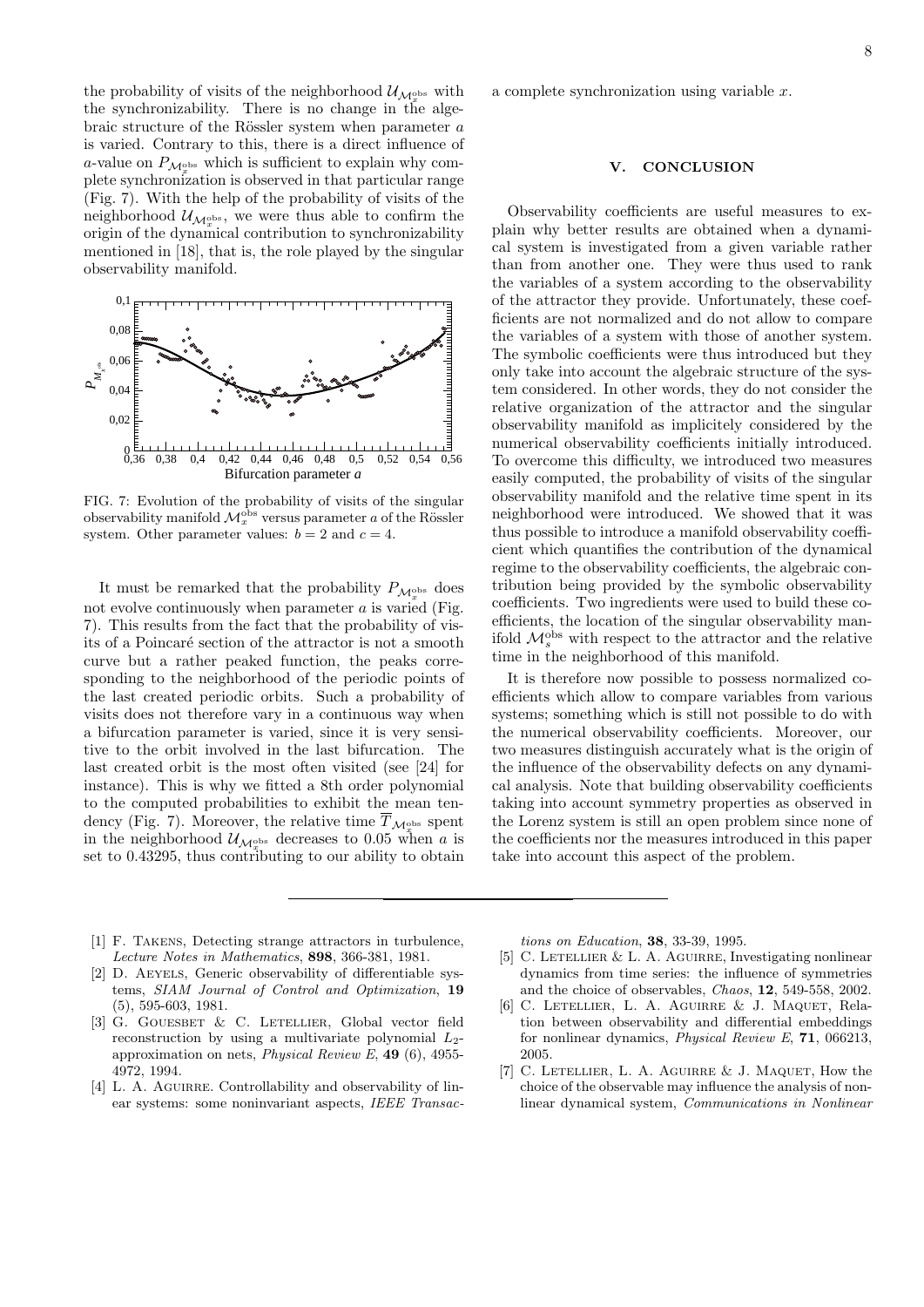the probability of visits of the neighborhood $\mathcal{U}_{\mathcal{M}_x^{\rm obs}}$ with the synchronizability. There is no change in the algebraic structure of the Rössler system when parameter $a$ is varied. Contrary to this, there is a direct influence of $a$-value on $P_{\mathcal{M}_x^{\rm obs}}$ which is sufficient to explain why complete synchronization is observed in that particular range (Fig. 7). With the help of the probability of visits of the neighborhood $\mathcal{U}_{\mathcal{M}_x^{\rm obs}}$, we were thus able to confirm the origin of the dynamical contribution to synchronizability mentioned in [18], that is, the role played by the singular observability manifold.

FIG. 7: Evolution of the probability of visits of the singular observability manifold $\mathcal{M}_x^{\rm obs}$ versus parameter $a$ of the Rössler system. Other parameter values: $b = 2$ and $c = 4$.

It must be remarked that the probability $P_{\mathcal{M}_x^{\rm obs}}$ does not evolve continuously when parameter $a$ is varied (Fig. 7). This results from the fact that the probability of visits of a Poincaré section of the attractor is not a smooth curve but a rather peaked function, the peaks corresponding to the neighborhood of the periodic points of the last created periodic orbits. Such a probability of visits does not therefore vary in a continuous way when a bifurcation parameter is varied, since it is very sensitive to the orbit involved in the last bifurcation. The last created orbit is the most often visited (see [24] for instance). This is why we fitted a 8th order polynomial to the computed probabilities to exhibit the mean tendency (Fig. 7). Moreover, the relative time $\overline{T}_{\mathcal{M}_x^{\rm obs}}$ spent in the neighborhood $\mathcal{U}_{\mathcal{M}_x^{\rm obs}}$ decreases to 0.05 when $a$ is set to 0.43295, thus contributing to our ability to obtain a complete synchronization using variable $x$.

## V. CONCLUSION

Observability coefficients are useful measures to explain why better results are obtained when a dynamical system is investigated from a given variable rather than from another one. They were thus used to rank the variables of a system according to the observability of the attractor they provide. Unfortunately, these coefficients are not normalized and do not allow to compare the variables of a system with those of another system. The symbolic coefficients were thus introduced but they only take into account the algebraic structure of the system considered. In other words, they do not consider the relative organization of the attractor and the singular observability manifold as implicitely considered by the numerical observability coefficients initially introduced. To overcome this difficulty, we introduced two measures easily computed, the probability of visits of the singular observability manifold and the relative time spent in its neighborhood were introduced. We showed that it was thus possible to introduce a manifold observability coefficient which quantifies the contribution of the dynamical regime to the observability coefficients, the algebraic contribution being provided by the symbolic observability coefficients. Two ingredients were used to build these coefficients, the location of the singular observability manifold $\mathcal{M}_s^{\rm obs}$ with respect to the attractor and the relative time in the neighborhood of this manifold.

It is therefore now possible to possess normalized coefficients which allow to compare variables from various systems; something which is still not possible to do with the numerical observability coefficients. Moreover, our two measures distinguish accurately what is the origin of the influence of the observability defects on any dynamical analysis. Note that building observability coefficients taking into account symmetry properties as observed in the Lorenz system is still an open problem since none of the coefficients nor the measures introduced in this paper take into account this aspect of the problem.

---

[1] F. Takens, Detecting strange attractors in turbulence, *Lecture Notes in Mathematics*, **898**, 366-381, 1981.

[2] D. Aeyels, Generic observability of differentiable systems, *SIAM Journal of Control and Optimization*, **19** (5), 595-603, 1981.

[3] G. Gouesbet & C. Letellier, Global vector field reconstruction by using a multivariate polynomial $L_2$-approximation on nets, *Physical Review E*, **49** (6), 4955-4972, 1994.

[4] L. A. Aguirre. Controllability and observability of linear systems: some noninvariant aspects, *IEEE Transactions on Education*, **38**, 33-39, 1995.

[5] C. Letellier & L. A. Aguirre, Investigating nonlinear dynamics from time series: the influence of symmetries and the choice of observables, *Chaos*, **12**, 549-558, 2002.

[6] C. Letellier, L. A. Aguirre & J. Maquet, Relation between observability and differential embeddings for nonlinear dynamics, *Physical Review E*, **71**, 066213, 2005.

[7] C. Letellier, L. A. Aguirre & J. Maquet, How the choice of the observable may influence the analysis of nonlinear dynamical system, *Communications in Nonlinear*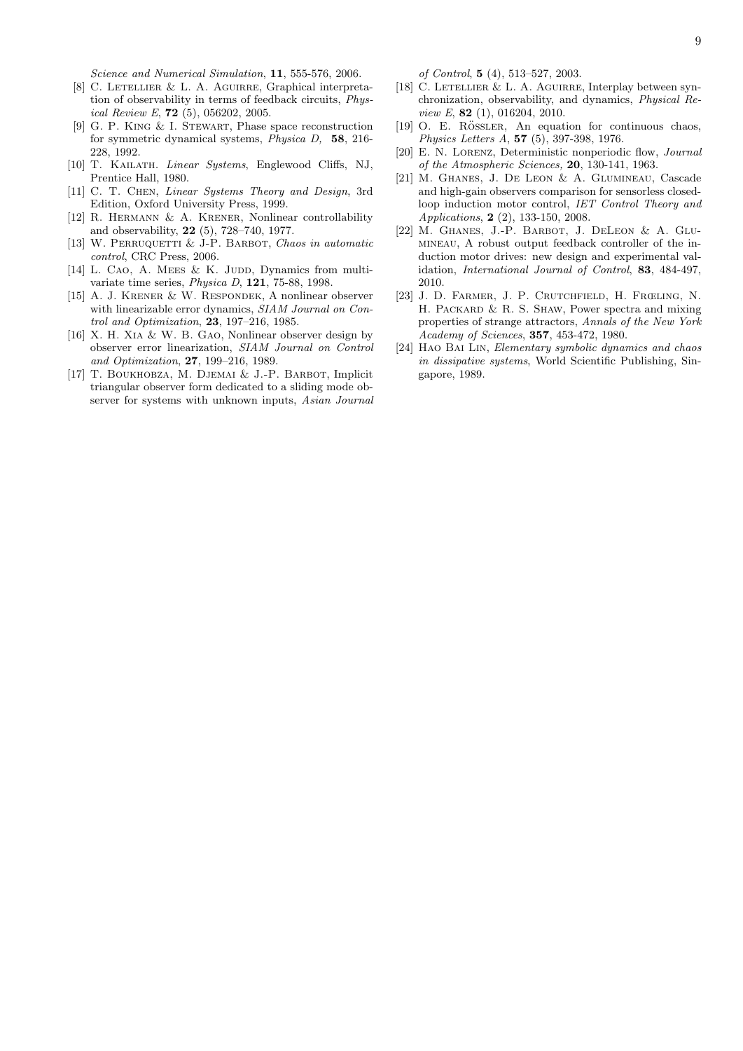*Science and Numerical Simulation*, **11**, 555-576, 2006.

[8] C. Letellier & L. A. Aguirre, Graphical interpretation of observability in terms of feedback circuits, *Physical Review E*, **72** (5), 056202, 2005.

[9] G. P. King & I. Stewart, Phase space reconstruction for symmetric dynamical systems, *Physica D,* **58**, 216-228, 1992.

[10] T. Kailath. *Linear Systems*, Englewood Cliffs, NJ, Prentice Hall, 1980.

[11] C. T. Chen, *Linear Systems Theory and Design*, 3rd Edition, Oxford University Press, 1999.

[12] R. Hermann & A. Krener, Nonlinear controllability and observability, **22** (5), 728–740, 1977.

[13] W. Perruquetti & J-P. Barbot, *Chaos in automatic control*, CRC Press, 2006.

[14] L. Cao, A. Mees & K. Judd, Dynamics from multivariate time series, *Physica D*, **121**, 75-88, 1998.

[15] A. J. Krener & W. Respondek, A nonlinear observer with linearizable error dynamics, *SIAM Journal on Control and Optimization*, **23**, 197–216, 1985.

[16] X. H. Xia & W. B. Gao, Nonlinear observer design by observer error linearization, *SIAM Journal on Control and Optimization*, **27**, 199–216, 1989.

[17] T. Boukhobza, M. Djemai & J.-P. Barbot, Implicit triangular observer form dedicated to a sliding mode observer for systems with unknown inputs, *Asian Journal of Control*, **5** (4), 513–527, 2003.

[18] C. Letellier & L. A. Aguirre, Interplay between synchronization, observability, and dynamics, *Physical Review E*, **82** (1), 016204, 2010.

[19] O. E. Rössler, An equation for continuous chaos, *Physics Letters A*, **57** (5), 397-398, 1976.

[20] E. N. Lorenz, Deterministic nonperiodic flow, *Journal of the Atmospheric Sciences,* **20**, 130-141, 1963.

[21] M. Ghanes, J. De Leon & A. Glumineau, Cascade and high-gain observers comparison for sensorless closed-loop induction motor control, *IET Control Theory and Applications*, **2** (2), 133-150, 2008.

[22] M. Ghanes, J.-P. Barbot, J. DeLeon & A. Glumineau, A robust output feedback controller of the induction motor drives: new design and experimental validation, *International Journal of Control*, **83**, 484-497, 2010.

[23] J. D. Farmer, J. P. Crutchfield, H. Frœling, N. H. Packard & R. S. Shaw, Power spectra and mixing properties of strange attractors, *Annals of the New York Academy of Sciences*, **357**, 453-472, 1980.

[24] Hao Bai Lin, *Elementary symbolic dynamics and chaos in dissipative systems*, World Scientific Publishing, Singapore, 1989.